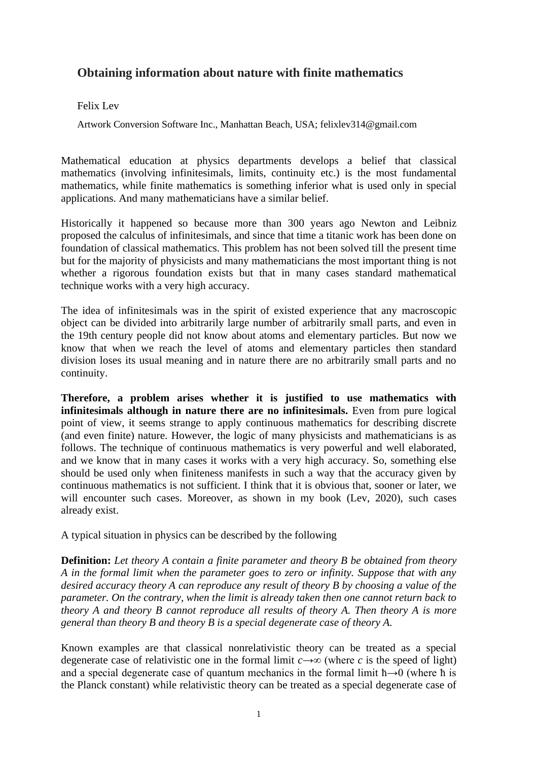# Obtaining information about nature with finite mathematics

Felix Lev

Artwork Conversion Software Inc., Manhattan Beach, USA; felixlev314@gmail.com

Mathematical education at physics departments develops a belief that classical mathematics (involving infinitesimals, limits, continuity etc.) is the most fundamental mathematics, while finite mathematics is something inferior what is used only in special applications. And many mathematicians have a similar belief.

Historically it happened so because more than 300 years ago Newton and Leibniz proposed the calculus of infinitesimals, and since that time a titanic work has been done on foundation of classical mathematics. This problem has not been solved till the present time but for the majority of physicists and many mathematicians the most important thing is not whether a rigorous foundation exists but that in many cases standard mathematical technique works with a very high accuracy.

The idea of infinitesimals was in the spirit of existed experience that any macroscopic object can be divided into arbitrarily large number of arbitrarily small parts, and even in the 19th century people did not know about atoms and elementary particles. But now we know that when we reach the level of atoms and elementary particles then standard division loses its usual meaning and in nature there are no arbitrarily small parts and no continuity.

**Therefore, a problem arises whether it is justified to use mathematics with infinitesimals although in nature there are no infinitesimals.** Even from pure logical point of view, it seems strange to apply continuous mathematics for describing discrete (and even finite) nature. However, the logic of many physicists and mathematicians is as follows. The technique of continuous mathematics is very powerful and well elaborated, and we know that in many cases it works with a very high accuracy. So, something else should be used only when finiteness manifests in such a way that the accuracy given by continuous mathematics is not sufficient. I think that it is obvious that, sooner or later, we will encounter such cases. Moreover, as shown in my book (Lev, 2020), such cases already exist.

A typical situation in physics can be described by the following

**Definition:** *Let theory A contain a finite parameter and theory B be obtained from theory A in the formal limit when the parameter goes to zero or infinity. Suppose that with any desired accuracy theory A can reproduce any result of theory B by choosing a value of the parameter. On the contrary, when the limit is already taken then one cannot return back to theory A and theory B cannot reproduce all results of theory A. Then theory A is more general than theory B and theory B is a special degenerate case of theory A.*

Known examples are that classical nonrelativistic theory can be treated as a special degenerate case of relativistic one in the formal limit $c \to \infty$ (where $c$ is the speed of light) and a special degenerate case of quantum mechanics in the formal limit $\hbar \to 0$ (where $\hbar$ is the Planck constant) while relativistic theory can be treated as a special degenerate case of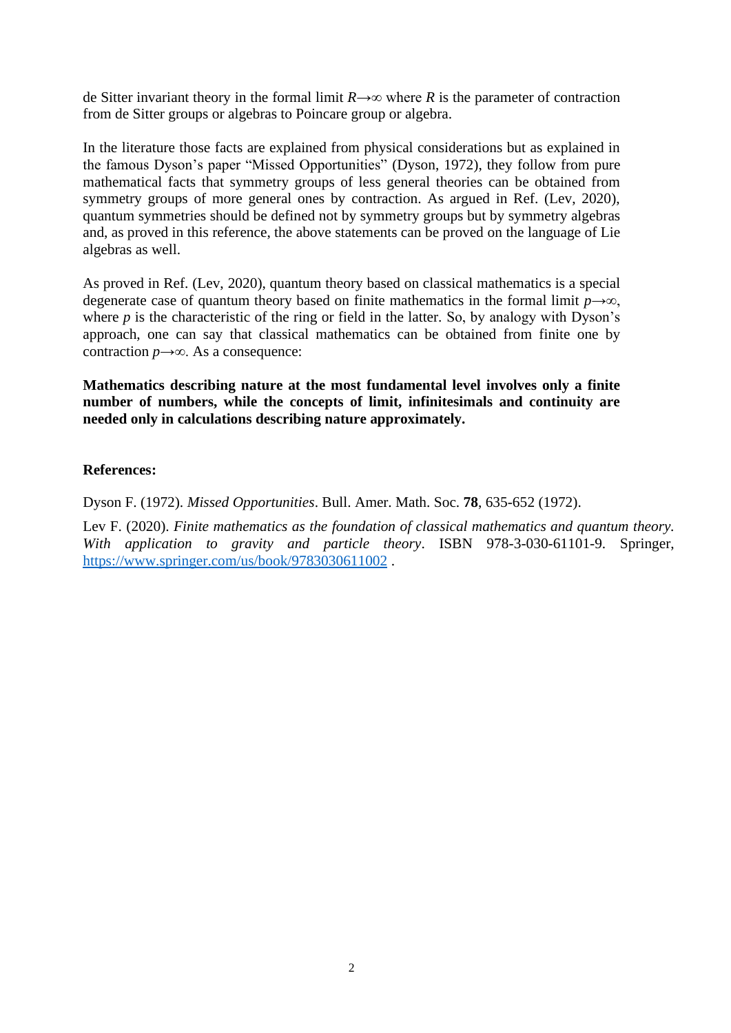de Sitter invariant theory in the formal limit $R \to \infty$ where $R$ is the parameter of contraction from de Sitter groups or algebras to Poincare group or algebra.

In the literature those facts are explained from physical considerations but as explained in the famous Dyson's paper "Missed Opportunities" (Dyson, 1972), they follow from pure mathematical facts that symmetry groups of less general theories can be obtained from symmetry groups of more general ones by contraction. As argued in Ref. (Lev, 2020), quantum symmetries should be defined not by symmetry groups but by symmetry algebras and, as proved in this reference, the above statements can be proved on the language of Lie algebras as well.

As proved in Ref. (Lev, 2020), quantum theory based on classical mathematics is a special degenerate case of quantum theory based on finite mathematics in the formal limit $p \to \infty$, where $p$ is the characteristic of the ring or field in the latter. So, by analogy with Dyson's approach, one can say that classical mathematics can be obtained from finite one by contraction $p \to \infty$. As a consequence:

**Mathematics describing nature at the most fundamental level involves only a finite number of numbers, while the concepts of limit, infinitesimals and continuity are needed only in calculations describing nature approximately.**

**References:**

Dyson F. (1972). *Missed Opportunities*. Bull. Amer. Math. Soc. **78**, 635-652 (1972).

Lev F. (2020). *Finite mathematics as the foundation of classical mathematics and quantum theory. With application to gravity and particle theory*. ISBN 978-3-030-61101-9. Springer, https://www.springer.com/us/book/9783030611002 .